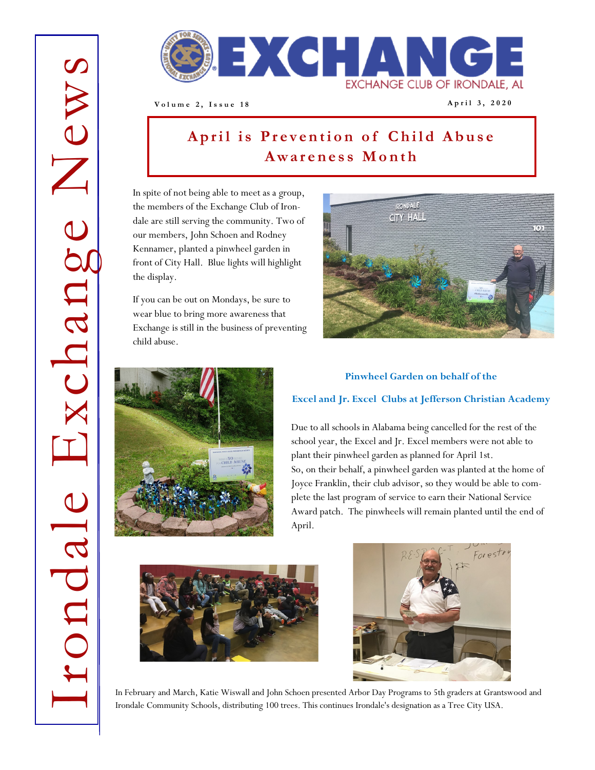# Irondale Exchange News

EXCHANGE CLUB OF IRONDALE, AL

Volume 2, Issue 18 — April 3, 2020

## April is Prevention of Child Abuse Awareness Month

In spite of not being able to meet as a group, the members of the Exchange Club of Irondale are still serving the community. Two of our members, John Schoen and Rodney Kennamer, planted a pinwheel garden in front of City Hall. Blue lights will highlight the display.

If you can be out on Mondays, be sure to wear blue to bring more awareness that Exchange is still in the business of preventing child abuse.

### Pinwheel Garden on behalf of the Excel and Jr. Excel Clubs at Jefferson Christian Academy

Due to all schools in Alabama being cancelled for the rest of the school year, the Excel and Jr. Excel members were not able to plant their pinwheel garden as planned for April 1st.

So, on their behalf, a pinwheel garden was planted at the home of Joyce Franklin, their club advisor, so they would be able to complete the last program of service to earn their National Service Award patch. The pinwheels will remain planted until the end of April.

In February and March, Katie Wiswall and John Schoen presented Arbor Day Programs to 5th graders at Grantswood and Irondale Community Schools, distributing 100 trees. This continues Irondale's designation as a Tree City USA.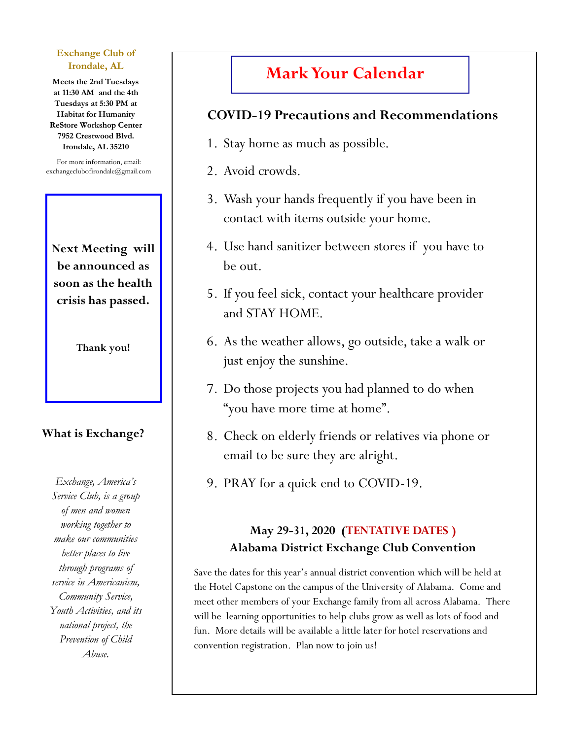**Exchange Club of Irondale, AL**

**Meets the 2nd Tuesdays at 11:30 AM and the 4th Tuesdays at 5:30 PM at Habitat for Humanity ReStore Workshop Center 7952 Crestwood Blvd. Irondale, AL 35210**

For more information, email: exchangeclubofirondale@gmail.com

**Next Meeting will be announced as soon as the health crisis has passed.**

**Thank you!**

### What is Exchange?

*Exchange, America's Service Club, is a group of men and women working together to make our communities better places to live through programs of service in Americanism, Community Service, Youth Activities, and its national project, the Prevention of Child Abuse.*

# Mark Your Calendar

## COVID-19 Precautions and Recommendations

1. Stay home as much as possible.
2. Avoid crowds.
3. Wash your hands frequently if you have been in contact with items outside your home.
4. Use hand sanitizer between stores if you have to be out.
5. If you feel sick, contact your healthcare provider and STAY HOME.
6. As the weather allows, go outside, take a walk or just enjoy the sunshine.
7. Do those projects you had planned to do when "you have more time at home".
8. Check on elderly friends or relatives via phone or email to be sure they are alright.
9. PRAY for a quick end to COVID-19.

**May 29-31, 2020 (TENTATIVE DATES )**
**Alabama District Exchange Club Convention**

Save the dates for this year's annual district convention which will be held at the Hotel Capstone on the campus of the University of Alabama. Come and meet other members of your Exchange family from all across Alabama. There will be learning opportunities to help clubs grow as well as lots of food and fun. More details will be available a little later for hotel reservations and convention registration. Plan now to join us!